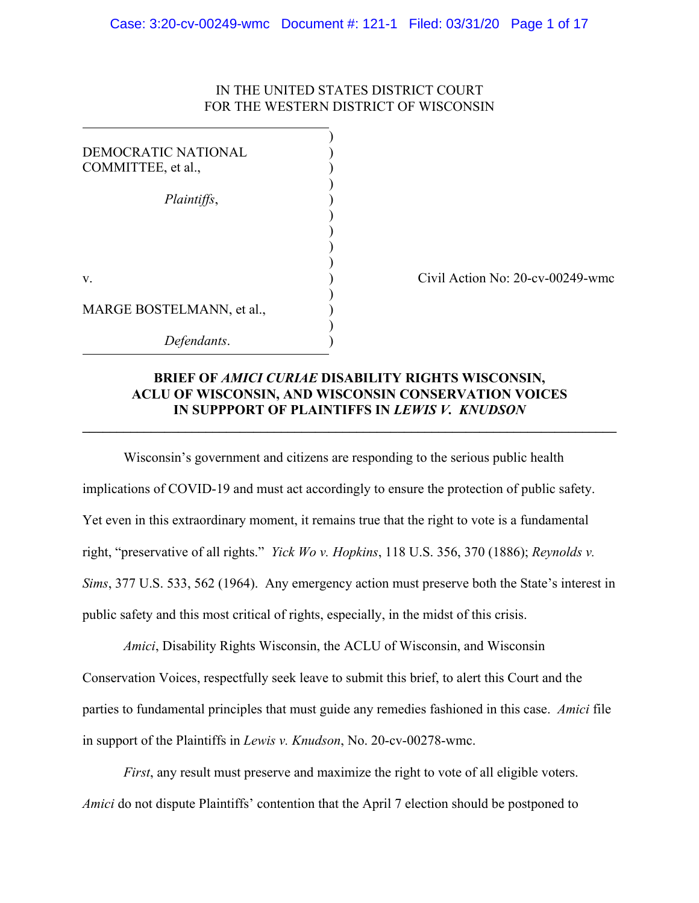IN THE UNITED STATES DISTRICT COURT
FOR THE WESTERN DISTRICT OF WISCONSIN

DEMOCRATIC NATIONAL COMMITTEE, et al.,

*Plaintiffs*,

v.

MARGE BOSTELMANN, et al.,

*Defendants*.

Civil Action No: 20-cv-00249-wmc

## BRIEF OF *AMICI CURIAE* DISABILITY RIGHTS WISCONSIN, ACLU OF WISCONSIN, AND WISCONSIN CONSERVATION VOICES IN SUPPPORT OF PLAINTIFFS IN *LEWIS V. KNUDSON*

Wisconsin's government and citizens are responding to the serious public health implications of COVID-19 and must act accordingly to ensure the protection of public safety. Yet even in this extraordinary moment, it remains true that the right to vote is a fundamental right, "preservative of all rights." *Yick Wo v. Hopkins*, 118 U.S. 356, 370 (1886); *Reynolds v. Sims*, 377 U.S. 533, 562 (1964). Any emergency action must preserve both the State's interest in public safety and this most critical of rights, especially, in the midst of this crisis.

*Amici*, Disability Rights Wisconsin, the ACLU of Wisconsin, and Wisconsin Conservation Voices, respectfully seek leave to submit this brief, to alert this Court and the parties to fundamental principles that must guide any remedies fashioned in this case. *Amici* file in support of the Plaintiffs in *Lewis v. Knudson*, No. 20-cv-00278-wmc.

*First*, any result must preserve and maximize the right to vote of all eligible voters. *Amici* do not dispute Plaintiffs' contention that the April 7 election should be postponed to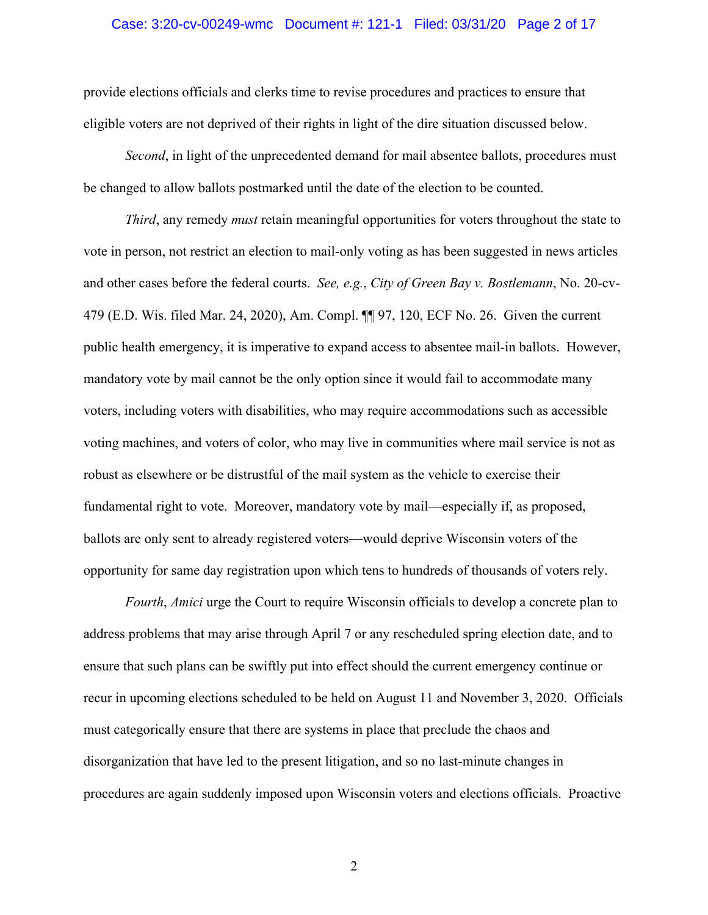provide elections officials and clerks time to revise procedures and practices to ensure that eligible voters are not deprived of their rights in light of the dire situation discussed below.

*Second*, in light of the unprecedented demand for mail absentee ballots, procedures must be changed to allow ballots postmarked until the date of the election to be counted.

*Third*, any remedy *must* retain meaningful opportunities for voters throughout the state to vote in person, not restrict an election to mail-only voting as has been suggested in news articles and other cases before the federal courts. *See, e.g.*, *City of Green Bay v. Bostlemann*, No. 20-cv-479 (E.D. Wis. filed Mar. 24, 2020), Am. Compl. ¶¶ 97, 120, ECF No. 26. Given the current public health emergency, it is imperative to expand access to absentee mail-in ballots. However, mandatory vote by mail cannot be the only option since it would fail to accommodate many voters, including voters with disabilities, who may require accommodations such as accessible voting machines, and voters of color, who may live in communities where mail service is not as robust as elsewhere or be distrustful of the mail system as the vehicle to exercise their fundamental right to vote. Moreover, mandatory vote by mail—especially if, as proposed, ballots are only sent to already registered voters—would deprive Wisconsin voters of the opportunity for same day registration upon which tens to hundreds of thousands of voters rely.

*Fourth*, *Amici* urge the Court to require Wisconsin officials to develop a concrete plan to address problems that may arise through April 7 or any rescheduled spring election date, and to ensure that such plans can be swiftly put into effect should the current emergency continue or recur in upcoming elections scheduled to be held on August 11 and November 3, 2020. Officials must categorically ensure that there are systems in place that preclude the chaos and disorganization that have led to the present litigation, and so no last-minute changes in procedures are again suddenly imposed upon Wisconsin voters and elections officials. Proactive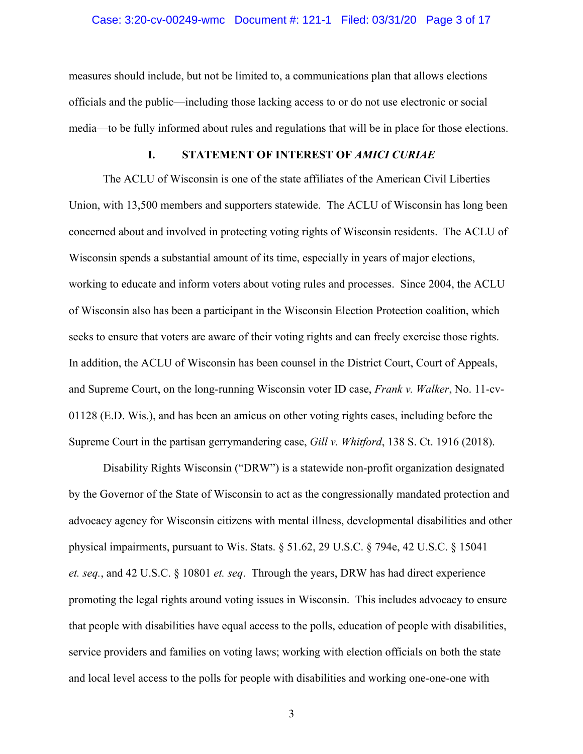measures should include, but not be limited to, a communications plan that allows elections officials and the public—including those lacking access to or do not use electronic or social media—to be fully informed about rules and regulations that will be in place for those elections.

## I. STATEMENT OF INTEREST OF *AMICI CURIAE*

The ACLU of Wisconsin is one of the state affiliates of the American Civil Liberties Union, with 13,500 members and supporters statewide. The ACLU of Wisconsin has long been concerned about and involved in protecting voting rights of Wisconsin residents. The ACLU of Wisconsin spends a substantial amount of its time, especially in years of major elections, working to educate and inform voters about voting rules and processes. Since 2004, the ACLU of Wisconsin also has been a participant in the Wisconsin Election Protection coalition, which seeks to ensure that voters are aware of their voting rights and can freely exercise those rights. In addition, the ACLU of Wisconsin has been counsel in the District Court, Court of Appeals, and Supreme Court, on the long-running Wisconsin voter ID case, *Frank v. Walker*, No. 11-cv-01128 (E.D. Wis.), and has been an amicus on other voting rights cases, including before the Supreme Court in the partisan gerrymandering case, *Gill v. Whitford*, 138 S. Ct. 1916 (2018).

Disability Rights Wisconsin ("DRW") is a statewide non-profit organization designated by the Governor of the State of Wisconsin to act as the congressionally mandated protection and advocacy agency for Wisconsin citizens with mental illness, developmental disabilities and other physical impairments, pursuant to Wis. Stats. § 51.62, 29 U.S.C. § 794e, 42 U.S.C. § 15041 *et. seq.*, and 42 U.S.C. § 10801 *et. seq*. Through the years, DRW has had direct experience promoting the legal rights around voting issues in Wisconsin. This includes advocacy to ensure that people with disabilities have equal access to the polls, education of people with disabilities, service providers and families on voting laws; working with election officials on both the state and local level access to the polls for people with disabilities and working one-one-one with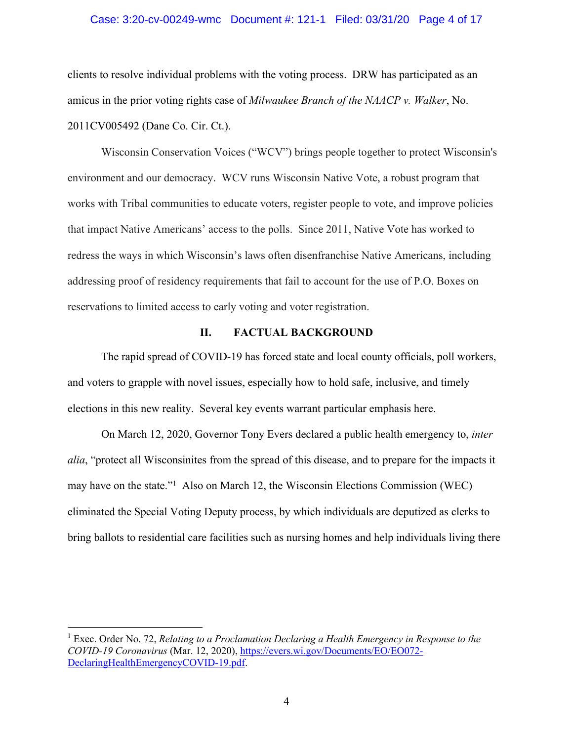clients to resolve individual problems with the voting process. DRW has participated as an amicus in the prior voting rights case of *Milwaukee Branch of the NAACP v. Walker*, No. 2011CV005492 (Dane Co. Cir. Ct.).

Wisconsin Conservation Voices ("WCV") brings people together to protect Wisconsin's environment and our democracy. WCV runs Wisconsin Native Vote, a robust program that works with Tribal communities to educate voters, register people to vote, and improve policies that impact Native Americans' access to the polls. Since 2011, Native Vote has worked to redress the ways in which Wisconsin's laws often disenfranchise Native Americans, including addressing proof of residency requirements that fail to account for the use of P.O. Boxes on reservations to limited access to early voting and voter registration.

## II. FACTUAL BACKGROUND

The rapid spread of COVID-19 has forced state and local county officials, poll workers, and voters to grapple with novel issues, especially how to hold safe, inclusive, and timely elections in this new reality. Several key events warrant particular emphasis here.

On March 12, 2020, Governor Tony Evers declared a public health emergency to, *inter alia*, "protect all Wisconsinites from the spread of this disease, and to prepare for the impacts it may have on the state."[1] Also on March 12, the Wisconsin Elections Commission (WEC) eliminated the Special Voting Deputy process, by which individuals are deputized as clerks to bring ballots to residential care facilities such as nursing homes and help individuals living there

---

[1] Exec. Order No. 72, *Relating to a Proclamation Declaring a Health Emergency in Response to the COVID-19 Coronavirus* (Mar. 12, 2020), https://evers.wi.gov/Documents/EO/EO072-DeclaringHealthEmergencyCOVID-19.pdf.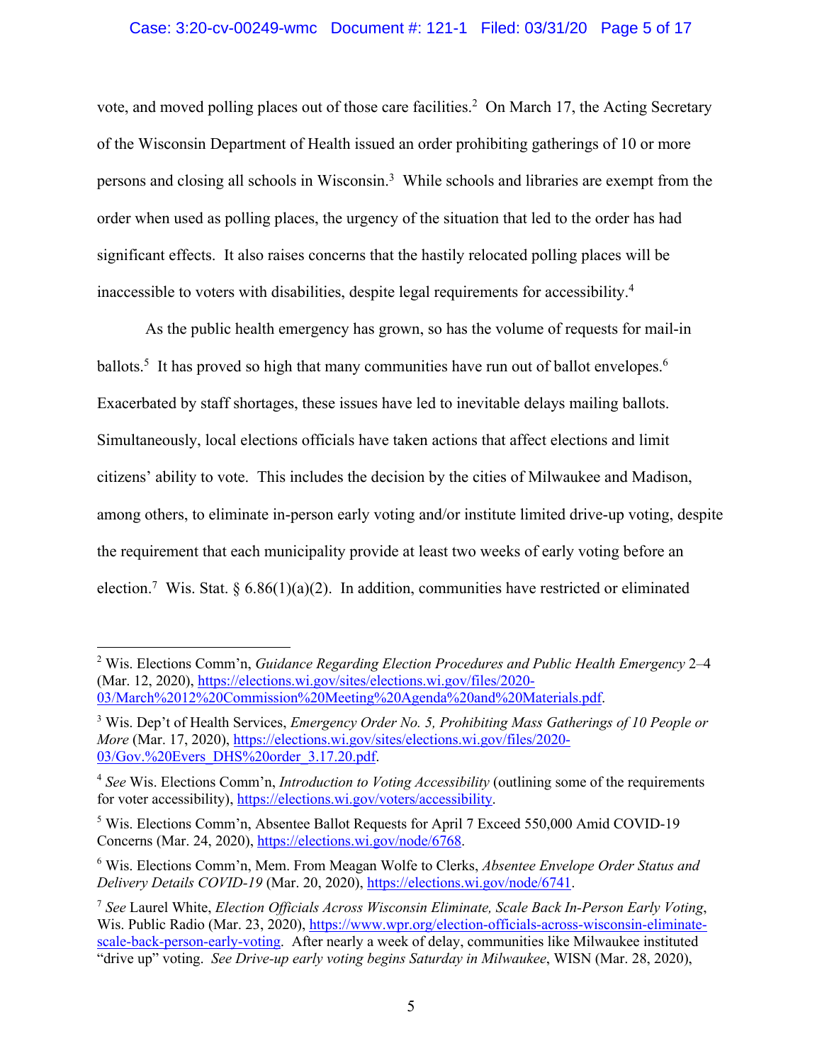vote, and moved polling places out of those care facilities.[2] On March 17, the Acting Secretary of the Wisconsin Department of Health issued an order prohibiting gatherings of 10 or more persons and closing all schools in Wisconsin.[3] While schools and libraries are exempt from the order when used as polling places, the urgency of the situation that led to the order has had significant effects. It also raises concerns that the hastily relocated polling places will be inaccessible to voters with disabilities, despite legal requirements for accessibility.[4]

As the public health emergency has grown, so has the volume of requests for mail-in ballots.[5] It has proved so high that many communities have run out of ballot envelopes.[6] Exacerbated by staff shortages, these issues have led to inevitable delays mailing ballots. Simultaneously, local elections officials have taken actions that affect elections and limit citizens' ability to vote. This includes the decision by the cities of Milwaukee and Madison, among others, to eliminate in-person early voting and/or institute limited drive-up voting, despite the requirement that each municipality provide at least two weeks of early voting before an election.[7] Wis. Stat. § 6.86(1)(a)(2). In addition, communities have restricted or eliminated

---

[2] Wis. Elections Comm'n, *Guidance Regarding Election Procedures and Public Health Emergency* 2–4 (Mar. 12, 2020), https://elections.wi.gov/sites/elections.wi.gov/files/2020-03/March%2012%20Commission%20Meeting%20Agenda%20and%20Materials.pdf.

[3] Wis. Dep't of Health Services, *Emergency Order No. 5, Prohibiting Mass Gatherings of 10 People or More* (Mar. 17, 2020), https://elections.wi.gov/sites/elections.wi.gov/files/2020-03/Gov.%20Evers_DHS%20order_3.17.20.pdf.

[4] *See* Wis. Elections Comm'n, *Introduction to Voting Accessibility* (outlining some of the requirements for voter accessibility), https://elections.wi.gov/voters/accessibility.

[5] Wis. Elections Comm'n, Absentee Ballot Requests for April 7 Exceed 550,000 Amid COVID-19 Concerns (Mar. 24, 2020), https://elections.wi.gov/node/6768.

[6] Wis. Elections Comm'n, Mem. From Meagan Wolfe to Clerks, *Absentee Envelope Order Status and Delivery Details COVID-19* (Mar. 20, 2020), https://elections.wi.gov/node/6741.

[7] *See* Laurel White, *Election Officials Across Wisconsin Eliminate, Scale Back In-Person Early Voting*, Wis. Public Radio (Mar. 23, 2020), https://www.wpr.org/election-officials-across-wisconsin-eliminate-scale-back-person-early-voting. After nearly a week of delay, communities like Milwaukee instituted "drive up" voting. *See Drive-up early voting begins Saturday in Milwaukee*, WISN (Mar. 28, 2020),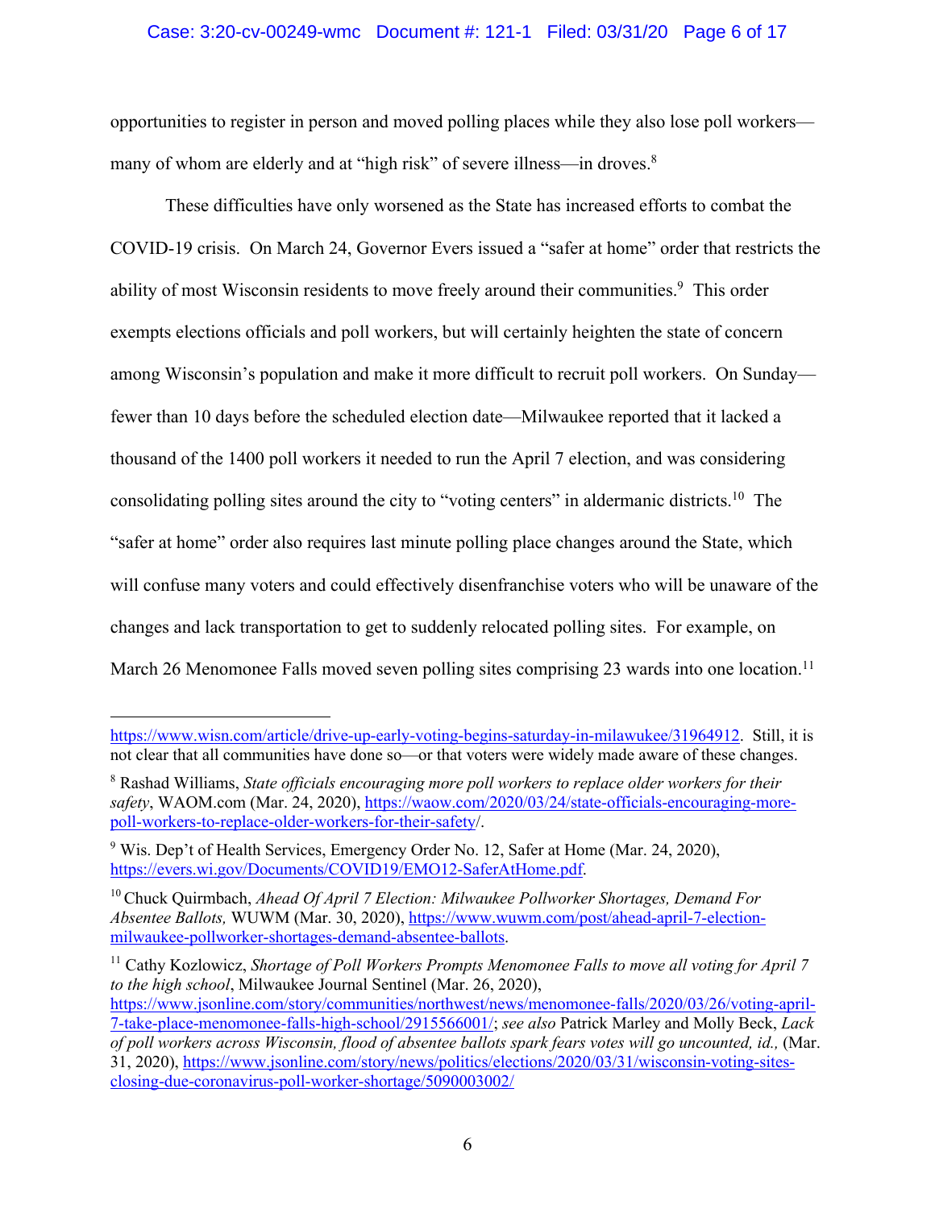opportunities to register in person and moved polling places while they also lose poll workers—many of whom are elderly and at "high risk" of severe illness—in droves.[8]

These difficulties have only worsened as the State has increased efforts to combat the COVID-19 crisis. On March 24, Governor Evers issued a "safer at home" order that restricts the ability of most Wisconsin residents to move freely around their communities.[9] This order exempts elections officials and poll workers, but will certainly heighten the state of concern among Wisconsin's population and make it more difficult to recruit poll workers. On Sunday—fewer than 10 days before the scheduled election date—Milwaukee reported that it lacked a thousand of the 1400 poll workers it needed to run the April 7 election, and was considering consolidating polling sites around the city to "voting centers" in aldermanic districts.[10] The "safer at home" order also requires last minute polling place changes around the State, which will confuse many voters and could effectively disenfranchise voters who will be unaware of the changes and lack transportation to get to suddenly relocated polling sites. For example, on March 26 Menomonee Falls moved seven polling sites comprising 23 wards into one location.[11]

---

https://www.wisn.com/article/drive-up-early-voting-begins-saturday-in-milawukee/31964912. Still, it is not clear that all communities have done so—or that voters were widely made aware of these changes.

[8] Rashad Williams, *State officials encouraging more poll workers to replace older workers for their safety*, WAOM.com (Mar. 24, 2020), https://waow.com/2020/03/24/state-officials-encouraging-more-poll-workers-to-replace-older-workers-for-their-safety/.

[9] Wis. Dep't of Health Services, Emergency Order No. 12, Safer at Home (Mar. 24, 2020), https://evers.wi.gov/Documents/COVID19/EMO12-SaferAtHome.pdf.

[10] Chuck Quirmbach, *Ahead Of April 7 Election: Milwaukee Pollworker Shortages, Demand For Absentee Ballots,* WUWM (Mar. 30, 2020), https://www.wuwm.com/post/ahead-april-7-election-milwaukee-pollworker-shortages-demand-absentee-ballots.

[11] Cathy Kozlowicz, *Shortage of Poll Workers Prompts Menomonee Falls to move all voting for April 7 to the high school*, Milwaukee Journal Sentinel (Mar. 26, 2020), https://www.jsonline.com/story/communities/northwest/news/menomonee-falls/2020/03/26/voting-april-7-take-place-menomonee-falls-high-school/2915566001/; *see also* Patrick Marley and Molly Beck, *Lack of poll workers across Wisconsin, flood of absentee ballots spark fears votes will go uncounted, id.,* (Mar. 31, 2020), https://www.jsonline.com/story/news/politics/elections/2020/03/31/wisconsin-voting-sites-closing-due-coronavirus-poll-worker-shortage/5090003002/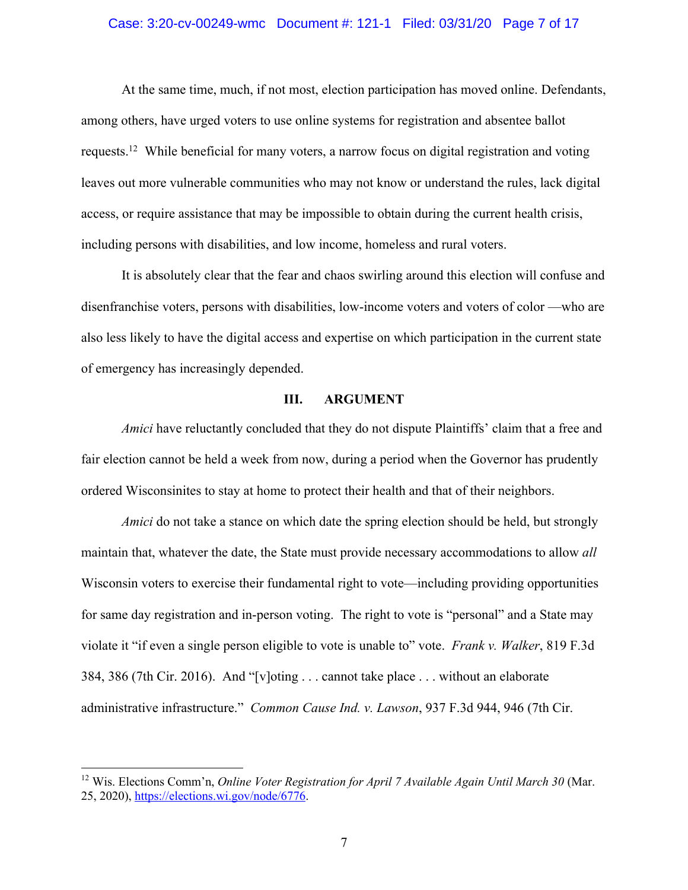At the same time, much, if not most, election participation has moved online. Defendants, among others, have urged voters to use online systems for registration and absentee ballot requests.[12] While beneficial for many voters, a narrow focus on digital registration and voting leaves out more vulnerable communities who may not know or understand the rules, lack digital access, or require assistance that may be impossible to obtain during the current health crisis, including persons with disabilities, and low income, homeless and rural voters.

It is absolutely clear that the fear and chaos swirling around this election will confuse and disenfranchise voters, persons with disabilities, low-income voters and voters of color —who are also less likely to have the digital access and expertise on which participation in the current state of emergency has increasingly depended.

## III. ARGUMENT

*Amici* have reluctantly concluded that they do not dispute Plaintiffs' claim that a free and fair election cannot be held a week from now, during a period when the Governor has prudently ordered Wisconsinites to stay at home to protect their health and that of their neighbors.

*Amici* do not take a stance on which date the spring election should be held, but strongly maintain that, whatever the date, the State must provide necessary accommodations to allow *all* Wisconsin voters to exercise their fundamental right to vote—including providing opportunities for same day registration and in-person voting. The right to vote is "personal" and a State may violate it "if even a single person eligible to vote is unable to" vote. *Frank v. Walker*, 819 F.3d 384, 386 (7th Cir. 2016). And "[v]oting . . . cannot take place . . . without an elaborate administrative infrastructure." *Common Cause Ind. v. Lawson*, 937 F.3d 944, 946 (7th Cir.

---

[12] Wis. Elections Comm'n, *Online Voter Registration for April 7 Available Again Until March 30* (Mar. 25, 2020), https://elections.wi.gov/node/6776.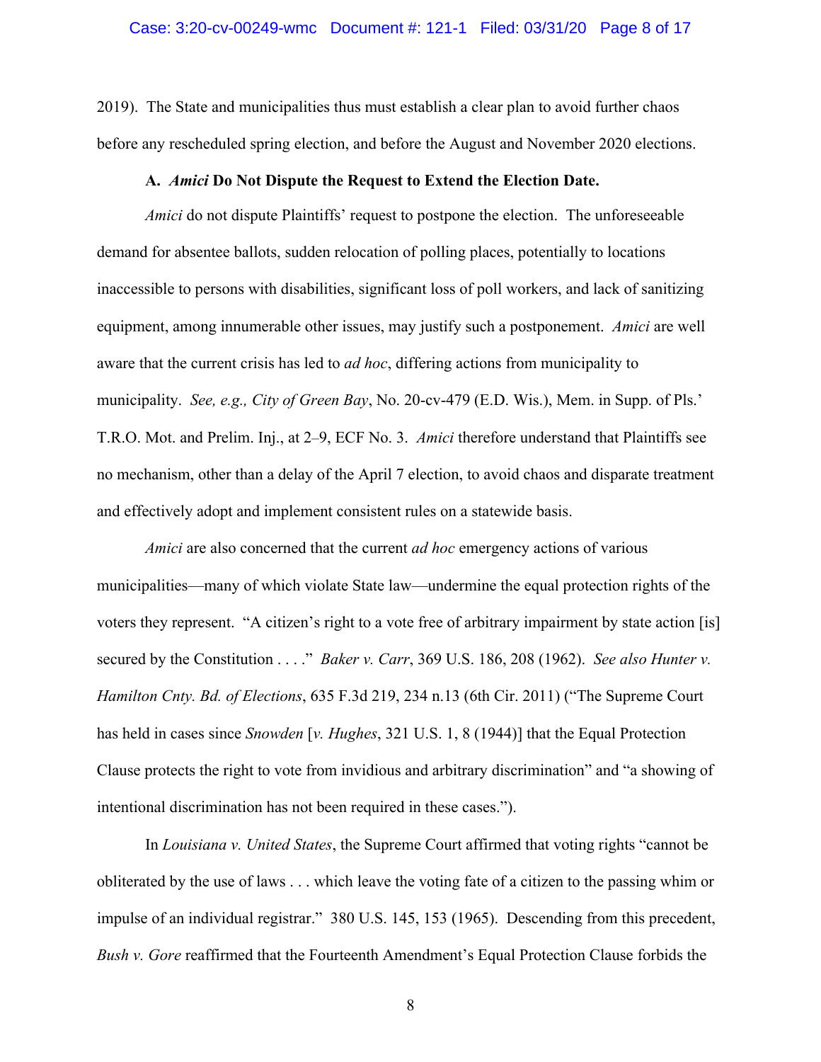2019). The State and municipalities thus must establish a clear plan to avoid further chaos before any rescheduled spring election, and before the August and November 2020 elections.

### A. *Amici* Do Not Dispute the Request to Extend the Election Date.

*Amici* do not dispute Plaintiffs' request to postpone the election. The unforeseeable demand for absentee ballots, sudden relocation of polling places, potentially to locations inaccessible to persons with disabilities, significant loss of poll workers, and lack of sanitizing equipment, among innumerable other issues, may justify such a postponement. *Amici* are well aware that the current crisis has led to *ad hoc*, differing actions from municipality to municipality. *See, e.g., City of Green Bay*, No. 20-cv-479 (E.D. Wis.), Mem. in Supp. of Pls.' T.R.O. Mot. and Prelim. Inj., at 2–9, ECF No. 3. *Amici* therefore understand that Plaintiffs see no mechanism, other than a delay of the April 7 election, to avoid chaos and disparate treatment and effectively adopt and implement consistent rules on a statewide basis.

*Amici* are also concerned that the current *ad hoc* emergency actions of various municipalities—many of which violate State law—undermine the equal protection rights of the voters they represent. "A citizen's right to a vote free of arbitrary impairment by state action [is] secured by the Constitution . . . ." *Baker v. Carr*, 369 U.S. 186, 208 (1962). *See also Hunter v. Hamilton Cnty. Bd. of Elections*, 635 F.3d 219, 234 n.13 (6th Cir. 2011) ("The Supreme Court has held in cases since *Snowden* [*v. Hughes*, 321 U.S. 1, 8 (1944)] that the Equal Protection Clause protects the right to vote from invidious and arbitrary discrimination" and "a showing of intentional discrimination has not been required in these cases.").

In *Louisiana v. United States*, the Supreme Court affirmed that voting rights "cannot be obliterated by the use of laws . . . which leave the voting fate of a citizen to the passing whim or impulse of an individual registrar." 380 U.S. 145, 153 (1965). Descending from this precedent, *Bush v. Gore* reaffirmed that the Fourteenth Amendment's Equal Protection Clause forbids the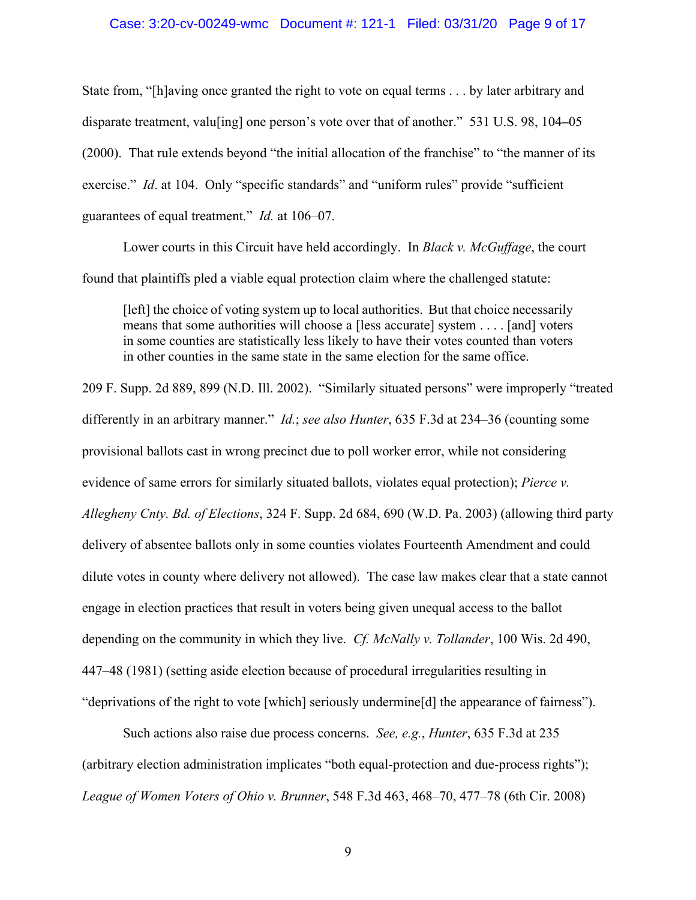State from, "[h]aving once granted the right to vote on equal terms . . . by later arbitrary and disparate treatment, valu[ing] one person's vote over that of another." 531 U.S. 98, 104–05 (2000). That rule extends beyond "the initial allocation of the franchise" to "the manner of its exercise." *Id*. at 104. Only "specific standards" and "uniform rules" provide "sufficient guarantees of equal treatment." *Id.* at 106–07.

Lower courts in this Circuit have held accordingly. In *Black v. McGuffage*, the court found that plaintiffs pled a viable equal protection claim where the challenged statute:

> [left] the choice of voting system up to local authorities. But that choice necessarily means that some authorities will choose a [less accurate] system . . . . [and] voters in some counties are statistically less likely to have their votes counted than voters in other counties in the same state in the same election for the same office.

209 F. Supp. 2d 889, 899 (N.D. Ill. 2002). "Similarly situated persons" were improperly "treated differently in an arbitrary manner." *Id.*; *see also Hunter*, 635 F.3d at 234–36 (counting some provisional ballots cast in wrong precinct due to poll worker error, while not considering evidence of same errors for similarly situated ballots, violates equal protection); *Pierce v. Allegheny Cnty. Bd. of Elections*, 324 F. Supp. 2d 684, 690 (W.D. Pa. 2003) (allowing third party delivery of absentee ballots only in some counties violates Fourteenth Amendment and could dilute votes in county where delivery not allowed). The case law makes clear that a state cannot engage in election practices that result in voters being given unequal access to the ballot depending on the community in which they live. *Cf. McNally v. Tollander*, 100 Wis. 2d 490, 447–48 (1981) (setting aside election because of procedural irregularities resulting in "deprivations of the right to vote [which] seriously undermine[d] the appearance of fairness").

Such actions also raise due process concerns. *See, e.g.*, *Hunter*, 635 F.3d at 235 (arbitrary election administration implicates "both equal-protection and due-process rights"); *League of Women Voters of Ohio v. Brunner*, 548 F.3d 463, 468–70, 477–78 (6th Cir. 2008)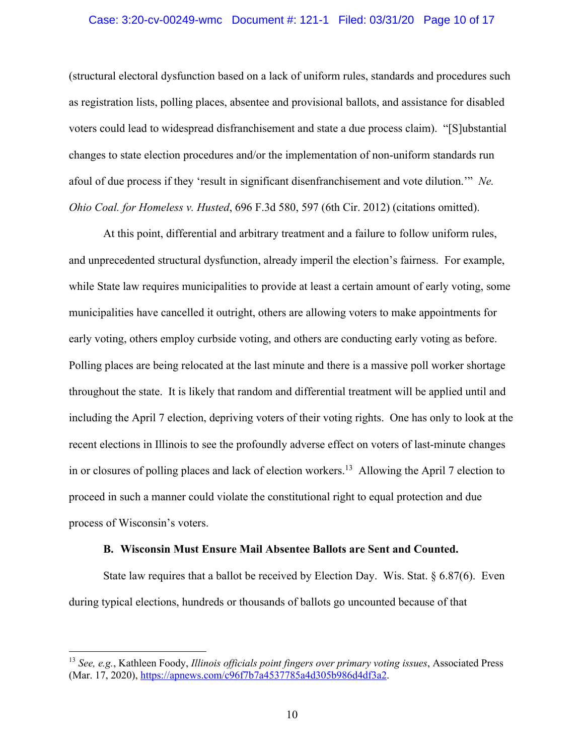(structural electoral dysfunction based on a lack of uniform rules, standards and procedures such as registration lists, polling places, absentee and provisional ballots, and assistance for disabled voters could lead to widespread disfranchisement and state a due process claim). "[S]ubstantial changes to state election procedures and/or the implementation of non-uniform standards run afoul of due process if they 'result in significant disenfranchisement and vote dilution.'" *Ne. Ohio Coal. for Homeless v. Husted*, 696 F.3d 580, 597 (6th Cir. 2012) (citations omitted).

At this point, differential and arbitrary treatment and a failure to follow uniform rules, and unprecedented structural dysfunction, already imperil the election's fairness. For example, while State law requires municipalities to provide at least a certain amount of early voting, some municipalities have cancelled it outright, others are allowing voters to make appointments for early voting, others employ curbside voting, and others are conducting early voting as before. Polling places are being relocated at the last minute and there is a massive poll worker shortage throughout the state. It is likely that random and differential treatment will be applied until and including the April 7 election, depriving voters of their voting rights. One has only to look at the recent elections in Illinois to see the profoundly adverse effect on voters of last-minute changes in or closures of polling places and lack of election workers.[13] Allowing the April 7 election to proceed in such a manner could violate the constitutional right to equal protection and due process of Wisconsin's voters.

### B. Wisconsin Must Ensure Mail Absentee Ballots are Sent and Counted.

State law requires that a ballot be received by Election Day. Wis. Stat. § 6.87(6). Even during typical elections, hundreds or thousands of ballots go uncounted because of that

[13] *See, e.g.*, Kathleen Foody, *Illinois officials point fingers over primary voting issues*, Associated Press (Mar. 17, 2020), https://apnews.com/c96f7b7a4537785a4d305b986d4df3a2.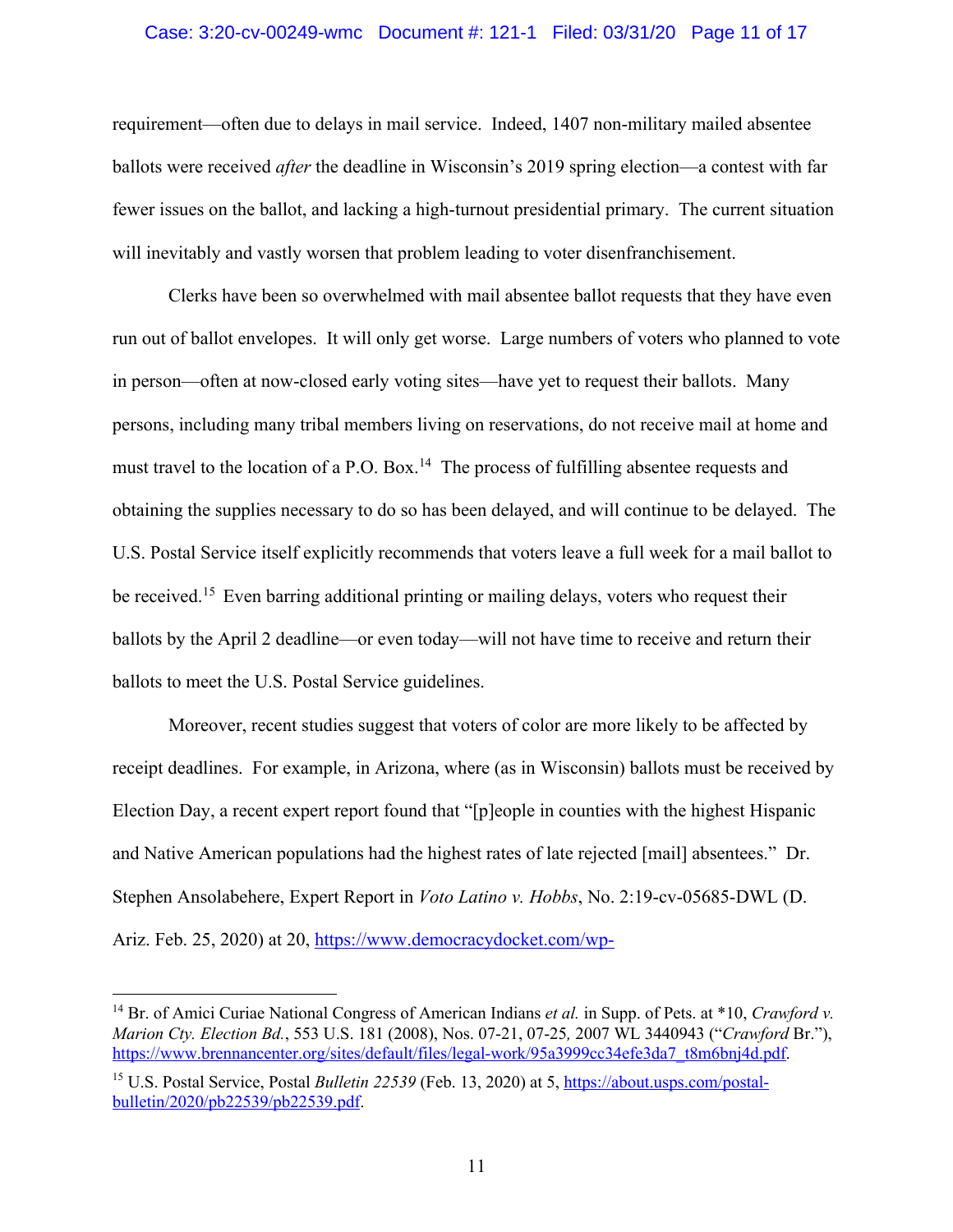requirement—often due to delays in mail service. Indeed, 1407 non-military mailed absentee ballots were received *after* the deadline in Wisconsin's 2019 spring election—a contest with far fewer issues on the ballot, and lacking a high-turnout presidential primary. The current situation will inevitably and vastly worsen that problem leading to voter disenfranchisement.

Clerks have been so overwhelmed with mail absentee ballot requests that they have even run out of ballot envelopes. It will only get worse. Large numbers of voters who planned to vote in person—often at now-closed early voting sites—have yet to request their ballots. Many persons, including many tribal members living on reservations, do not receive mail at home and must travel to the location of a P.O. Box.[14] The process of fulfilling absentee requests and obtaining the supplies necessary to do so has been delayed, and will continue to be delayed. The U.S. Postal Service itself explicitly recommends that voters leave a full week for a mail ballot to be received.[15] Even barring additional printing or mailing delays, voters who request their ballots by the April 2 deadline—or even today—will not have time to receive and return their ballots to meet the U.S. Postal Service guidelines.

Moreover, recent studies suggest that voters of color are more likely to be affected by receipt deadlines. For example, in Arizona, where (as in Wisconsin) ballots must be received by Election Day, a recent expert report found that "[p]eople in counties with the highest Hispanic and Native American populations had the highest rates of late rejected [mail] absentees." Dr. Stephen Ansolabehere, Expert Report in *Voto Latino v. Hobbs*, No. 2:19-cv-05685-DWL (D. Ariz. Feb. 25, 2020) at 20, https://www.democracydocket.com/wp-

---

[14] Br. of Amici Curiae National Congress of American Indians *et al.* in Supp. of Pets. at *10, *Crawford v. Marion Cty. Election Bd.*, 553 U.S. 181 (2008), Nos. 07-21, 07-25, 2007 WL 3440943 ("*Crawford* Br."), https://www.brennancenter.org/sites/default/files/legal-work/95a3999cc34efe3da7_t8m6bnj4d.pdf.

[15] U.S. Postal Service, Postal *Bulletin 22539* (Feb. 13, 2020) at 5, https://about.usps.com/postal-bulletin/2020/pb22539/pb22539.pdf.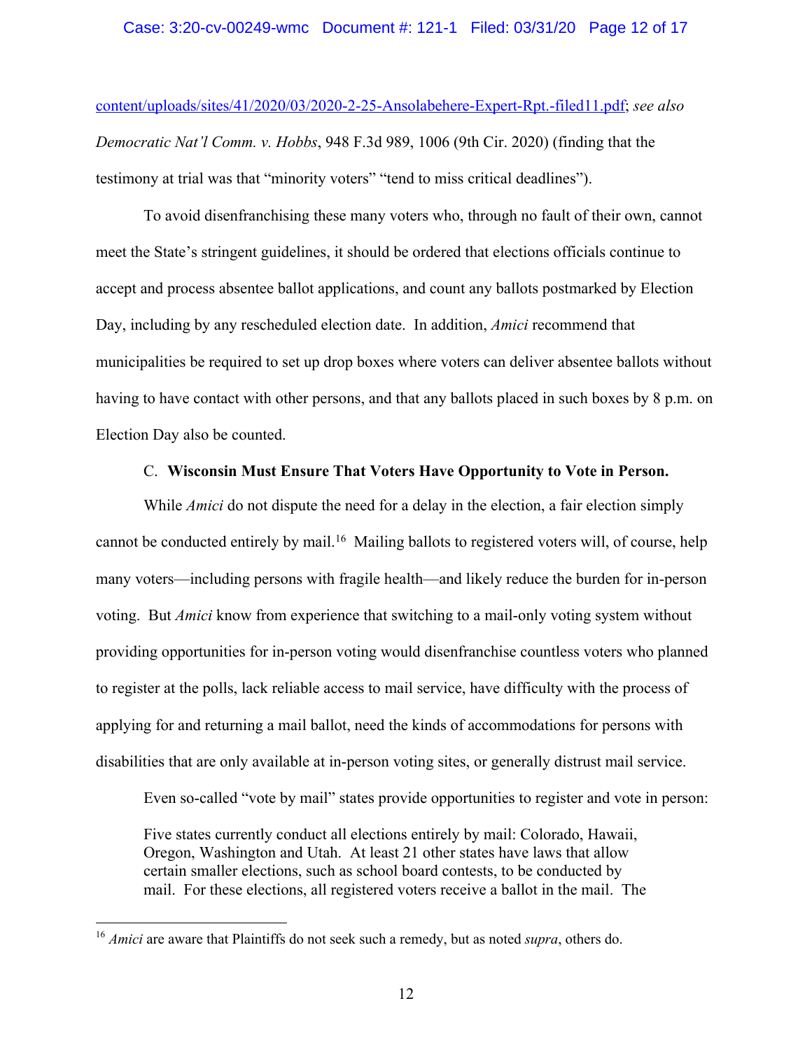content/uploads/sites/41/2020/03/2020-2-25-Ansolabehere-Expert-Rpt.-filed11.pdf; *see also Democratic Nat'l Comm. v. Hobbs*, 948 F.3d 989, 1006 (9th Cir. 2020) (finding that the testimony at trial was that "minority voters" "tend to miss critical deadlines").

To avoid disenfranchising these many voters who, through no fault of their own, cannot meet the State's stringent guidelines, it should be ordered that elections officials continue to accept and process absentee ballot applications, and count any ballots postmarked by Election Day, including by any rescheduled election date. In addition, *Amici* recommend that municipalities be required to set up drop boxes where voters can deliver absentee ballots without having to have contact with other persons, and that any ballots placed in such boxes by 8 p.m. on Election Day also be counted.

### C. Wisconsin Must Ensure That Voters Have Opportunity to Vote in Person.

While *Amici* do not dispute the need for a delay in the election, a fair election simply cannot be conducted entirely by mail.[16] Mailing ballots to registered voters will, of course, help many voters—including persons with fragile health—and likely reduce the burden for in-person voting. But *Amici* know from experience that switching to a mail-only voting system without providing opportunities for in-person voting would disenfranchise countless voters who planned to register at the polls, lack reliable access to mail service, have difficulty with the process of applying for and returning a mail ballot, need the kinds of accommodations for persons with disabilities that are only available at in-person voting sites, or generally distrust mail service.

Even so-called "vote by mail" states provide opportunities to register and vote in person:

> Five states currently conduct all elections entirely by mail: Colorado, Hawaii, Oregon, Washington and Utah. At least 21 other states have laws that allow certain smaller elections, such as school board contests, to be conducted by mail. For these elections, all registered voters receive a ballot in the mail. The

[16] *Amici* are aware that Plaintiffs do not seek such a remedy, but as noted *supra*, others do.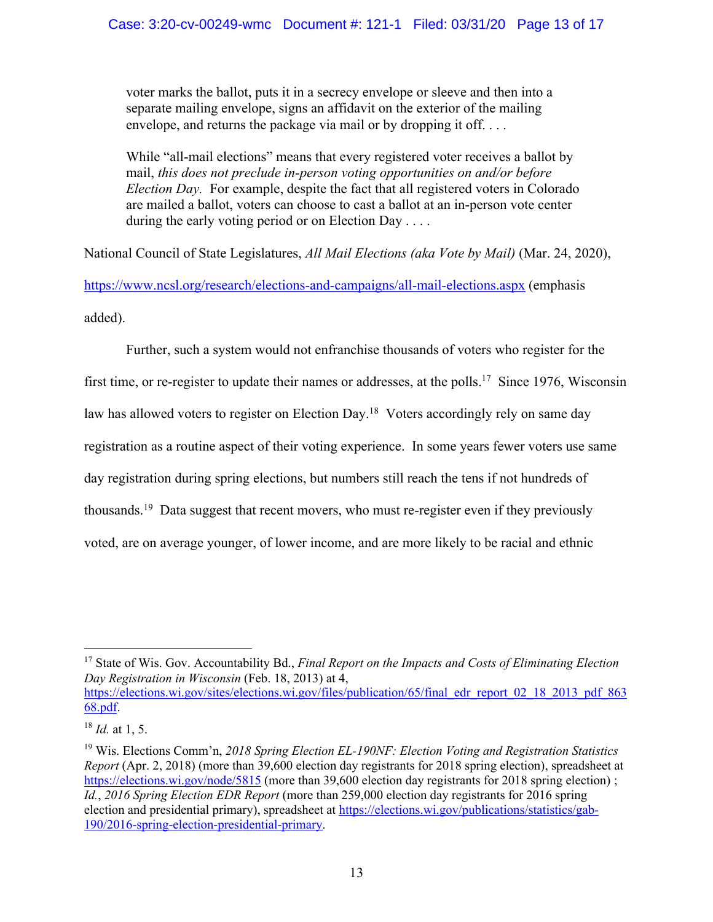> voter marks the ballot, puts it in a secrecy envelope or sleeve and then into a separate mailing envelope, signs an affidavit on the exterior of the mailing envelope, and returns the package via mail or by dropping it off. . . .
>
> While "all-mail elections" means that every registered voter receives a ballot by mail, *this does not preclude in-person voting opportunities on and/or before Election Day.* For example, despite the fact that all registered voters in Colorado are mailed a ballot, voters can choose to cast a ballot at an in-person vote center during the early voting period or on Election Day . . . .

National Council of State Legislatures, *All Mail Elections (aka Vote by Mail)* (Mar. 24, 2020), https://www.ncsl.org/research/elections-and-campaigns/all-mail-elections.aspx (emphasis added).

Further, such a system would not enfranchise thousands of voters who register for the first time, or re-register to update their names or addresses, at the polls.[17] Since 1976, Wisconsin law has allowed voters to register on Election Day.[18] Voters accordingly rely on same day registration as a routine aspect of their voting experience. In some years fewer voters use same day registration during spring elections, but numbers still reach the tens if not hundreds of thousands.[19] Data suggest that recent movers, who must re-register even if they previously voted, are on average younger, of lower income, and are more likely to be racial and ethnic

---

[17] State of Wis. Gov. Accountability Bd., *Final Report on the Impacts and Costs of Eliminating Election Day Registration in Wisconsin* (Feb. 18, 2013) at 4, https://elections.wi.gov/sites/elections.wi.gov/files/publication/65/final_edr_report_02_18_2013_pdf_86368.pdf.

[18] *Id.* at 1, 5.

[19] Wis. Elections Comm'n, *2018 Spring Election EL-190NF: Election Voting and Registration Statistics Report* (Apr. 2, 2018) (more than 39,600 election day registrants for 2018 spring election), spreadsheet at https://elections.wi.gov/node/5815 (more than 39,600 election day registrants for 2018 spring election) ; *Id.*, *2016 Spring Election EDR Report* (more than 259,000 election day registrants for 2016 spring election and presidential primary), spreadsheet at https://elections.wi.gov/publications/statistics/gab-190/2016-spring-election-presidential-primary.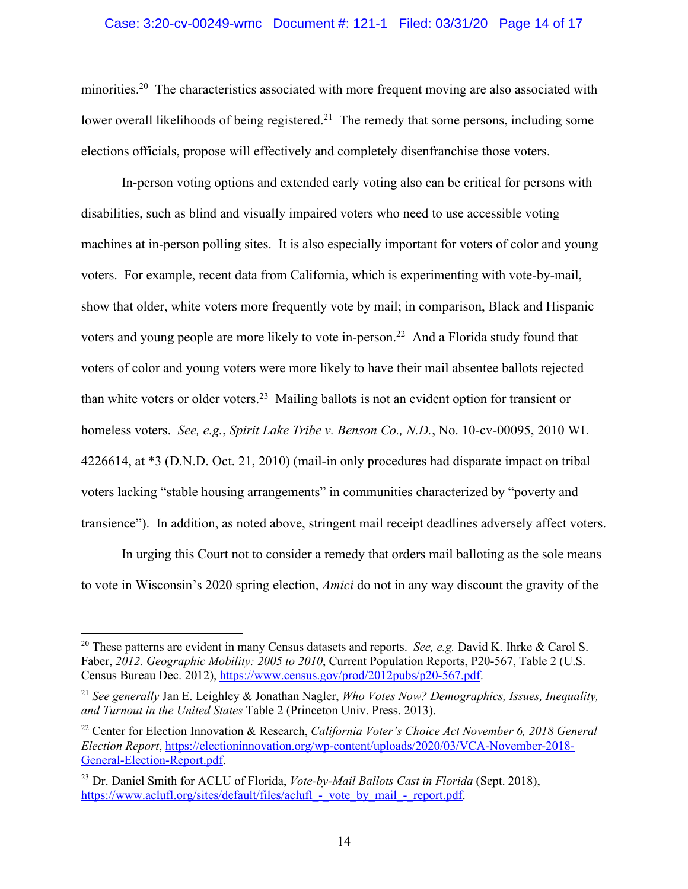minorities.[20] The characteristics associated with more frequent moving are also associated with lower overall likelihoods of being registered.[21] The remedy that some persons, including some elections officials, propose will effectively and completely disenfranchise those voters.

In-person voting options and extended early voting also can be critical for persons with disabilities, such as blind and visually impaired voters who need to use accessible voting machines at in-person polling sites. It is also especially important for voters of color and young voters. For example, recent data from California, which is experimenting with vote-by-mail, show that older, white voters more frequently vote by mail; in comparison, Black and Hispanic voters and young people are more likely to vote in-person.[22] And a Florida study found that voters of color and young voters were more likely to have their mail absentee ballots rejected than white voters or older voters.[23] Mailing ballots is not an evident option for transient or homeless voters. *See, e.g.*, *Spirit Lake Tribe v. Benson Co., N.D.*, No. 10-cv-00095, 2010 WL 4226614, at *3 (D.N.D. Oct. 21, 2010) (mail-in only procedures had disparate impact on tribal voters lacking "stable housing arrangements" in communities characterized by "poverty and transience"). In addition, as noted above, stringent mail receipt deadlines adversely affect voters.

In urging this Court not to consider a remedy that orders mail balloting as the sole means to vote in Wisconsin's 2020 spring election, *Amici* do not in any way discount the gravity of the

---

[20] These patterns are evident in many Census datasets and reports. *See, e.g.* David K. Ihrke & Carol S. Faber, *2012. Geographic Mobility: 2005 to 2010*, Current Population Reports, P20-567, Table 2 (U.S. Census Bureau Dec. 2012), https://www.census.gov/prod/2012pubs/p20-567.pdf.

[21] *See generally* Jan E. Leighley & Jonathan Nagler, *Who Votes Now? Demographics, Issues, Inequality, and Turnout in the United States* Table 2 (Princeton Univ. Press. 2013).

[22] Center for Election Innovation & Research, *California Voter's Choice Act November 6, 2018 General Election Report*, https://electioninnovation.org/wp-content/uploads/2020/03/VCA-November-2018-General-Election-Report.pdf.

[23] Dr. Daniel Smith for ACLU of Florida, *Vote-by-Mail Ballots Cast in Florida* (Sept. 2018), https://www.aclufl.org/sites/default/files/aclufl_-_vote_by_mail_-_report.pdf.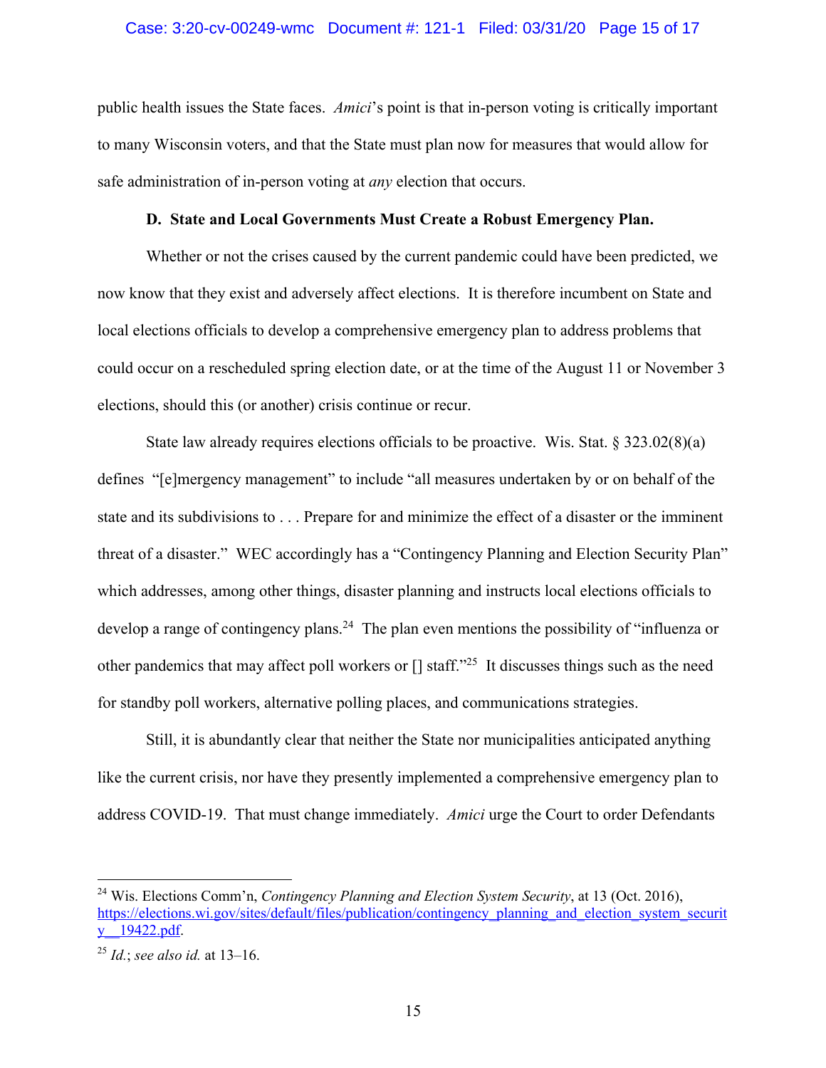public health issues the State faces. *Amici*'s point is that in-person voting is critically important to many Wisconsin voters, and that the State must plan now for measures that would allow for safe administration of in-person voting at *any* election that occurs.

### D. State and Local Governments Must Create a Robust Emergency Plan.

Whether or not the crises caused by the current pandemic could have been predicted, we now know that they exist and adversely affect elections. It is therefore incumbent on State and local elections officials to develop a comprehensive emergency plan to address problems that could occur on a rescheduled spring election date, or at the time of the August 11 or November 3 elections, should this (or another) crisis continue or recur.

State law already requires elections officials to be proactive. Wis. Stat. § 323.02(8)(a) defines "[e]mergency management" to include "all measures undertaken by or on behalf of the state and its subdivisions to . . . Prepare for and minimize the effect of a disaster or the imminent threat of a disaster." WEC accordingly has a "Contingency Planning and Election Security Plan" which addresses, among other things, disaster planning and instructs local elections officials to develop a range of contingency plans.[24] The plan even mentions the possibility of "influenza or other pandemics that may affect poll workers or [] staff."[25] It discusses things such as the need for standby poll workers, alternative polling places, and communications strategies.

Still, it is abundantly clear that neither the State nor municipalities anticipated anything like the current crisis, nor have they presently implemented a comprehensive emergency plan to address COVID-19. That must change immediately. *Amici* urge the Court to order Defendants

---

[24] Wis. Elections Comm'n, *Contingency Planning and Election System Security*, at 13 (Oct. 2016), https://elections.wi.gov/sites/default/files/publication/contingency_planning_and_election_system_security__19422.pdf.

[25] *Id.*; *see also id.* at 13–16.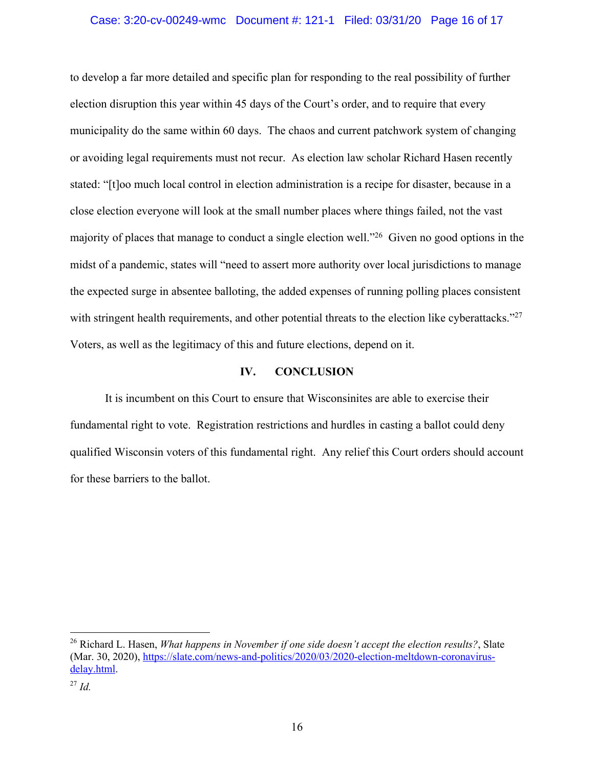to develop a far more detailed and specific plan for responding to the real possibility of further election disruption this year within 45 days of the Court's order, and to require that every municipality do the same within 60 days. The chaos and current patchwork system of changing or avoiding legal requirements must not recur. As election law scholar Richard Hasen recently stated: "[t]oo much local control in election administration is a recipe for disaster, because in a close election everyone will look at the small number places where things failed, not the vast majority of places that manage to conduct a single election well."[26] Given no good options in the midst of a pandemic, states will "need to assert more authority over local jurisdictions to manage the expected surge in absentee balloting, the added expenses of running polling places consistent with stringent health requirements, and other potential threats to the election like cyberattacks."[27] Voters, as well as the legitimacy of this and future elections, depend on it.

## IV. CONCLUSION

It is incumbent on this Court to ensure that Wisconsinites are able to exercise their fundamental right to vote. Registration restrictions and hurdles in casting a ballot could deny qualified Wisconsin voters of this fundamental right. Any relief this Court orders should account for these barriers to the ballot.

---

[26] Richard L. Hasen, *What happens in November if one side doesn't accept the election results?*, Slate (Mar. 30, 2020), https://slate.com/news-and-politics/2020/03/2020-election-meltdown-coronavirus-delay.html.

[27] *Id.*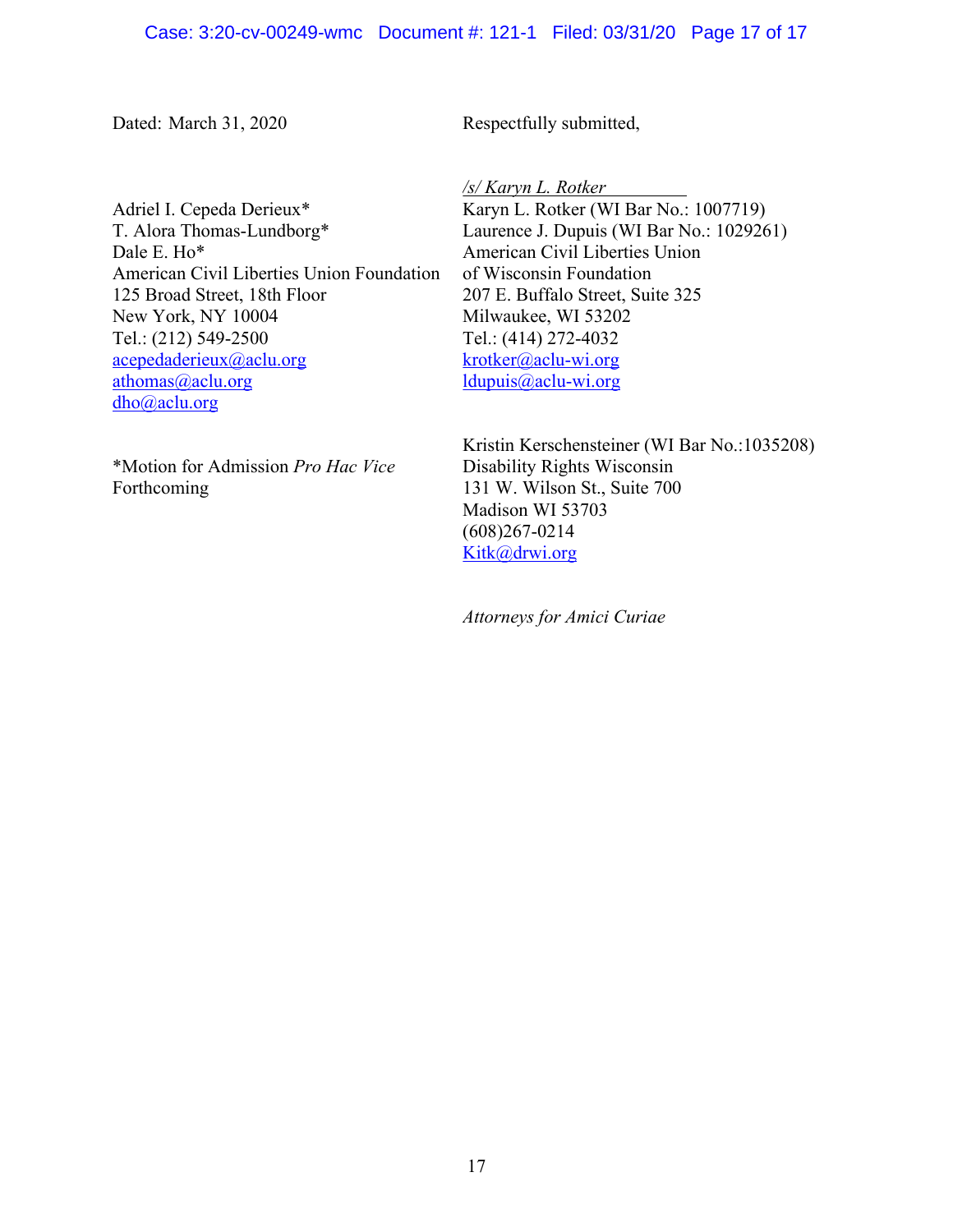Dated: March 31, 2020

Respectfully submitted,

*/s/ Karyn L. Rotker*
Karyn L. Rotker (WI Bar No.: 1007719)
Laurence J. Dupuis (WI Bar No.: 1029261)
American Civil Liberties Union
of Wisconsin Foundation
207 E. Buffalo Street, Suite 325
Milwaukee, WI 53202
Tel.: (414) 272-4032
krotker@aclu-wi.org
ldupuis@aclu-wi.org

Kristin Kerschensteiner (WI Bar No.:1035208)
Disability Rights Wisconsin
131 W. Wilson St., Suite 700
Madison WI 53703
(608)267-0214
Kitk@drwi.org

*Attorneys for Amici Curiae*

Adriel I. Cepeda Derieux*
T. Alora Thomas-Lundborg*
Dale E. Ho*
American Civil Liberties Union Foundation
125 Broad Street, 18th Floor
New York, NY 10004
Tel.: (212) 549-2500
acepedaderieux@aclu.org
athomas@aclu.org
dho@aclu.org

*Motion for Admission *Pro Hac Vice* Forthcoming